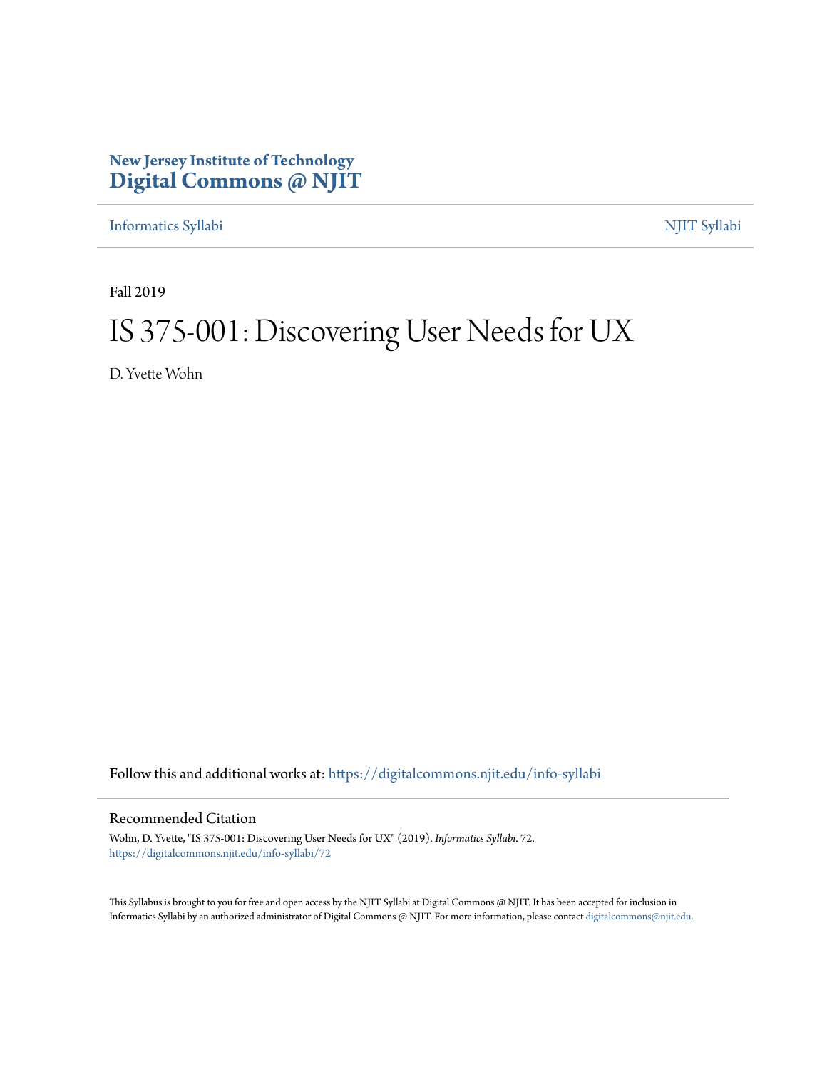New Jersey Institute of Technology
**Digital Commons @ NJIT**

Informatics Syllabi | NJIT Syllabi

Fall 2019

# IS 375-001: Discovering User Needs for UX

D. Yvette Wohn

Follow this and additional works at: https://digitalcommons.njit.edu/info-syllabi

## Recommended Citation

Wohn, D. Yvette, "IS 375-001: Discovering User Needs for UX" (2019). *Informatics Syllabi*. 72.
https://digitalcommons.njit.edu/info-syllabi/72

This Syllabus is brought to you for free and open access by the NJIT Syllabi at Digital Commons @ NJIT. It has been accepted for inclusion in Informatics Syllabi by an authorized administrator of Digital Commons @ NJIT. For more information, please contact digitalcommons@njit.edu.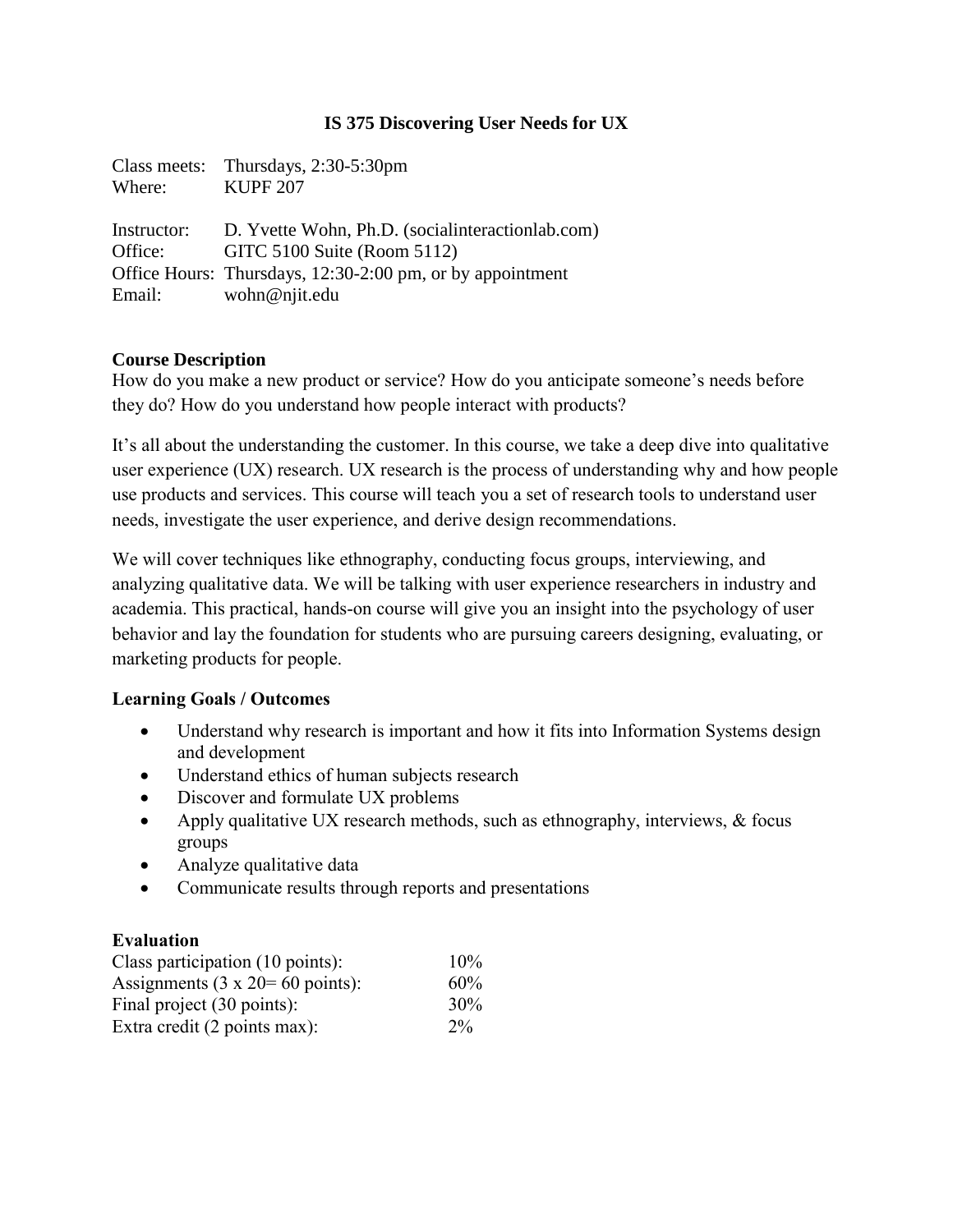# IS 375 Discovering User Needs for UX

| | |
|---|---|
| Class meets: | Thursdays, 2:30-5:30pm |
| Where: | KUPF 207 |
| Instructor: | D. Yvette Wohn, Ph.D. (socialinteractionlab.com) |
| Office: | GITC 5100 Suite (Room 5112) |
| Office Hours: | Thursdays, 12:30-2:00 pm, or by appointment |
| Email: | wohn@njit.edu |

**Course Description**

How do you make a new product or service? How do you anticipate someone's needs before they do? How do you understand how people interact with products?

It's all about the understanding the customer. In this course, we take a deep dive into qualitative user experience (UX) research. UX research is the process of understanding why and how people use products and services. This course will teach you a set of research tools to understand user needs, investigate the user experience, and derive design recommendations.

We will cover techniques like ethnography, conducting focus groups, interviewing, and analyzing qualitative data. We will be talking with user experience researchers in industry and academia. This practical, hands-on course will give you an insight into the psychology of user behavior and lay the foundation for students who are pursuing careers designing, evaluating, or marketing products for people.

**Learning Goals / Outcomes**

- Understand why research is important and how it fits into Information Systems design and development
- Understand ethics of human subjects research
- Discover and formulate UX problems
- Apply qualitative UX research methods, such as ethnography, interviews, & focus groups
- Analyze qualitative data
- Communicate results through reports and presentations

**Evaluation**

| | |
|---|---|
| Class participation (10 points): | 10% |
| Assignments (3 x 20= 60 points): | 60% |
| Final project (30 points): | 30% |
| Extra credit (2 points max): | 2% |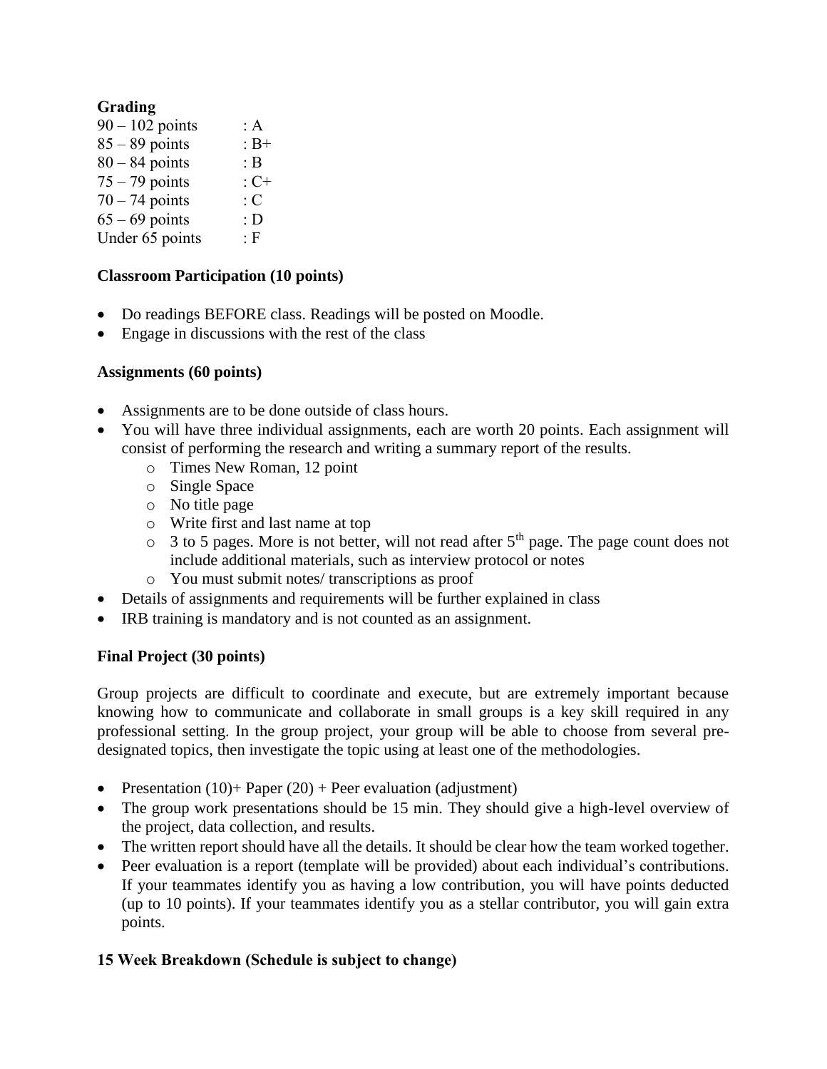**Grading**

| | |
|---|---|
| 90 – 102 points | : A |
| 85 – 89 points | : B+ |
| 80 – 84 points | : B |
| 75 – 79 points | : C+ |
| 70 – 74 points | : C |
| 65 – 69 points | : D |
| Under 65 points | : F |

**Classroom Participation (10 points)**

- Do readings BEFORE class. Readings will be posted on Moodle.
- Engage in discussions with the rest of the class

**Assignments (60 points)**

- Assignments are to be done outside of class hours.
- You will have three individual assignments, each are worth 20 points. Each assignment will consist of performing the research and writing a summary report of the results.
  - Times New Roman, 12 point
  - Single Space
  - No title page
  - Write first and last name at top
  - 3 to 5 pages. More is not better, will not read after 5th page. The page count does not include additional materials, such as interview protocol or notes
  - You must submit notes/ transcriptions as proof
- Details of assignments and requirements will be further explained in class
- IRB training is mandatory and is not counted as an assignment.

**Final Project (30 points)**

Group projects are difficult to coordinate and execute, but are extremely important because knowing how to communicate and collaborate in small groups is a key skill required in any professional setting. In the group project, your group will be able to choose from several pre-designated topics, then investigate the topic using at least one of the methodologies.

- Presentation (10)+ Paper (20) + Peer evaluation (adjustment)
- The group work presentations should be 15 min. They should give a high-level overview of the project, data collection, and results.
- The written report should have all the details. It should be clear how the team worked together.
- Peer evaluation is a report (template will be provided) about each individual's contributions. If your teammates identify you as having a low contribution, you will have points deducted (up to 10 points). If your teammates identify you as a stellar contributor, you will gain extra points.

**15 Week Breakdown (Schedule is subject to change)**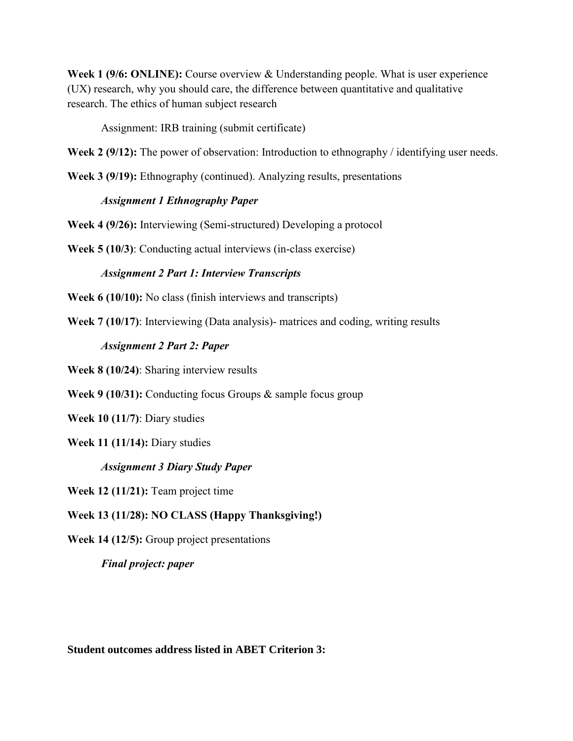**Week 1 (9/6: ONLINE):** Course overview & Understanding people. What is user experience (UX) research, why you should care, the difference between quantitative and qualitative research. The ethics of human subject research

Assignment: IRB training (submit certificate)

**Week 2 (9/12):** The power of observation: Introduction to ethnography / identifying user needs.

**Week 3 (9/19):** Ethnography (continued). Analyzing results, presentations

***Assignment 1 Ethnography Paper***

**Week 4 (9/26):** Interviewing (Semi-structured) Developing a protocol

**Week 5 (10/3)**: Conducting actual interviews (in-class exercise)

***Assignment 2 Part 1: Interview Transcripts***

**Week 6 (10/10):** No class (finish interviews and transcripts)

**Week 7 (10/17)**: Interviewing (Data analysis)- matrices and coding, writing results

***Assignment 2 Part 2: Paper***

**Week 8 (10/24)**: Sharing interview results

**Week 9 (10/31):** Conducting focus Groups & sample focus group

**Week 10 (11/7)**: Diary studies

**Week 11 (11/14):** Diary studies

***Assignment 3 Diary Study Paper***

**Week 12 (11/21):** Team project time

**Week 13 (11/28): NO CLASS (Happy Thanksgiving!)**

**Week 14 (12/5):** Group project presentations

***Final project: paper***

**Student outcomes address listed in ABET Criterion 3:**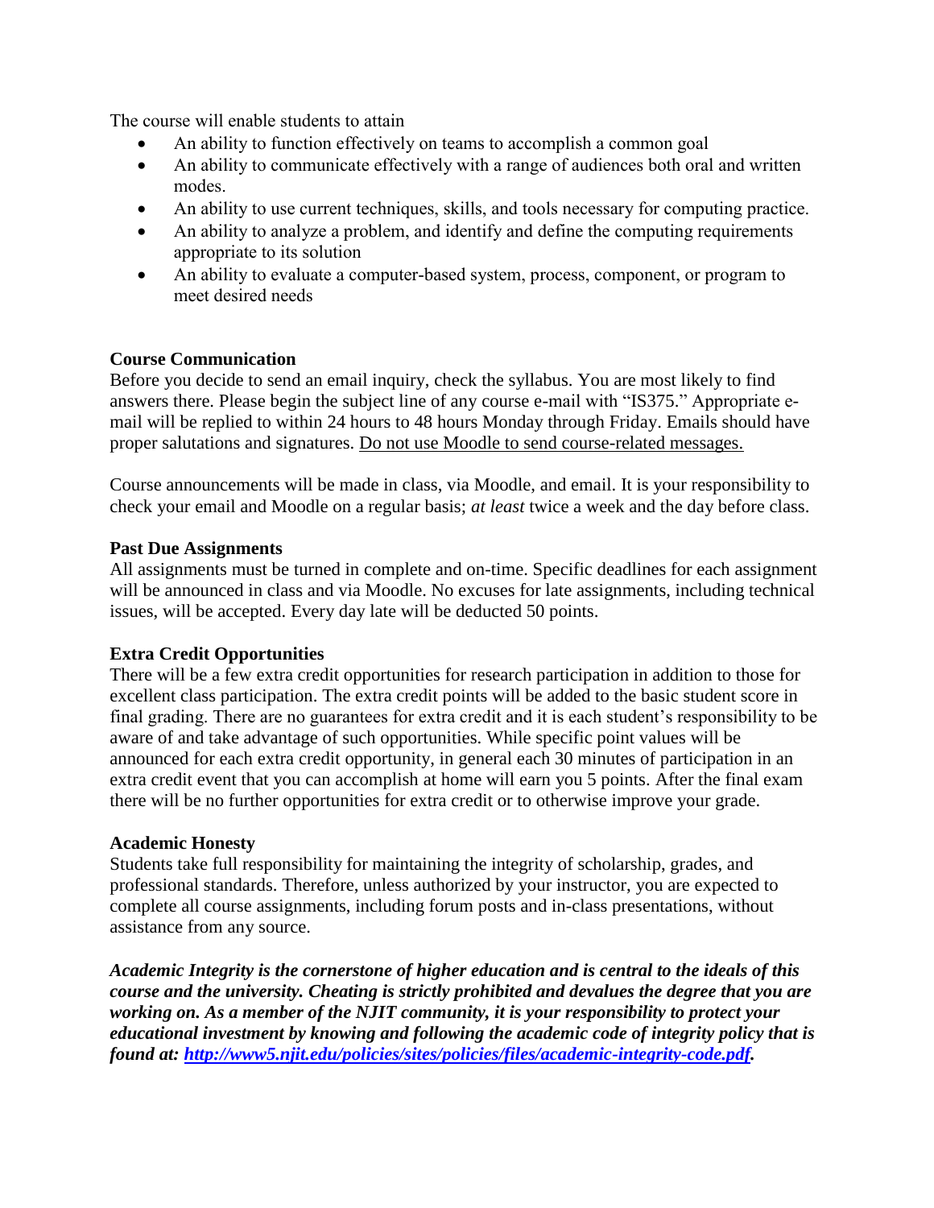The course will enable students to attain

- An ability to function effectively on teams to accomplish a common goal
- An ability to communicate effectively with a range of audiences both oral and written modes.
- An ability to use current techniques, skills, and tools necessary for computing practice.
- An ability to analyze a problem, and identify and define the computing requirements appropriate to its solution
- An ability to evaluate a computer-based system, process, component, or program to meet desired needs

**Course Communication**

Before you decide to send an email inquiry, check the syllabus. You are most likely to find answers there. Please begin the subject line of any course e-mail with "IS375." Appropriate e-mail will be replied to within 24 hours to 48 hours Monday through Friday. Emails should have proper salutations and signatures. <u>Do not use Moodle to send course-related messages.</u>

Course announcements will be made in class, via Moodle, and email. It is your responsibility to check your email and Moodle on a regular basis; *at least* twice a week and the day before class.

**Past Due Assignments**

All assignments must be turned in complete and on-time. Specific deadlines for each assignment will be announced in class and via Moodle. No excuses for late assignments, including technical issues, will be accepted. Every day late will be deducted 50 points.

**Extra Credit Opportunities**

There will be a few extra credit opportunities for research participation in addition to those for excellent class participation. The extra credit points will be added to the basic student score in final grading. There are no guarantees for extra credit and it is each student's responsibility to be aware of and take advantage of such opportunities. While specific point values will be announced for each extra credit opportunity, in general each 30 minutes of participation in an extra credit event that you can accomplish at home will earn you 5 points. After the final exam there will be no further opportunities for extra credit or to otherwise improve your grade.

**Academic Honesty**

Students take full responsibility for maintaining the integrity of scholarship, grades, and professional standards. Therefore, unless authorized by your instructor, you are expected to complete all course assignments, including forum posts and in-class presentations, without assistance from any source.

***Academic Integrity is the cornerstone of higher education and is central to the ideals of this course and the university. Cheating is strictly prohibited and devalues the degree that you are working on. As a member of the NJIT community, it is your responsibility to protect your educational investment by knowing and following the academic code of integrity policy that is found at: [http://www5.njit.edu/policies/sites/policies/files/academic-integrity-code.pdf](http://www5.njit.edu/policies/sites/policies/files/academic-integrity-code.pdf).***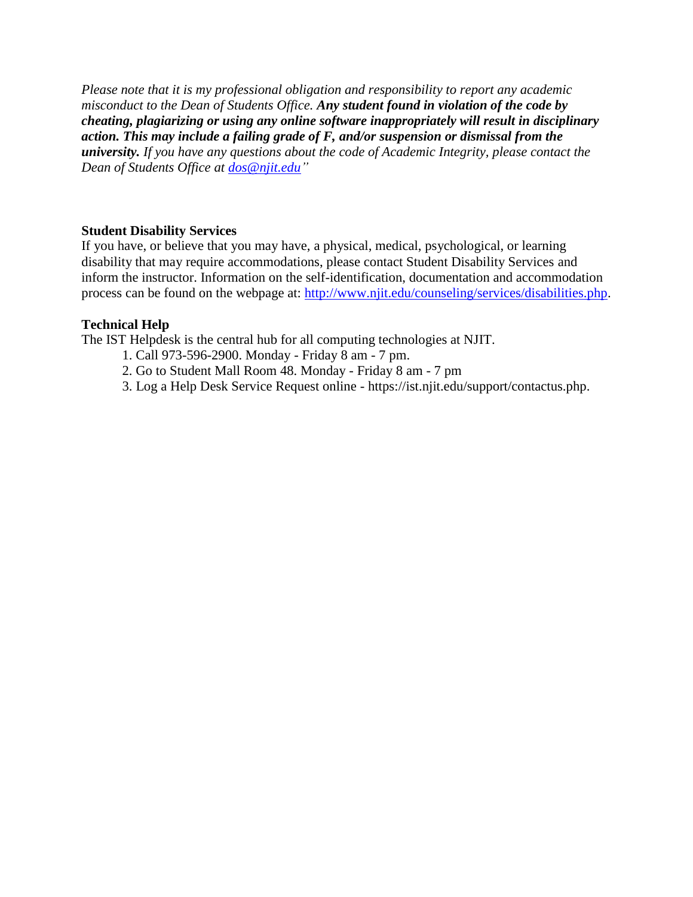*Please note that it is my professional obligation and responsibility to report any academic misconduct to the Dean of Students Office.* ***Any student found in violation of the code by cheating, plagiarizing or using any online software inappropriately will result in disciplinary action. This may include a failing grade of F, and/or suspension or dismissal from the university.*** *If you have any questions about the code of Academic Integrity, please contact the Dean of Students Office at [dos@njit.edu](mailto:dos@njit.edu)"*

**Student Disability Services**

If you have, or believe that you may have, a physical, medical, psychological, or learning disability that may require accommodations, please contact Student Disability Services and inform the instructor. Information on the self-identification, documentation and accommodation process can be found on the webpage at: [http://www.njit.edu/counseling/services/disabilities.php](http://www.njit.edu/counseling/services/disabilities.php).

**Technical Help**

The IST Helpdesk is the central hub for all computing technologies at NJIT.

1. Call 973-596-2900. Monday - Friday 8 am - 7 pm.
2. Go to Student Mall Room 48. Monday - Friday 8 am - 7 pm
3. Log a Help Desk Service Request online - https://ist.njit.edu/support/contactus.php.